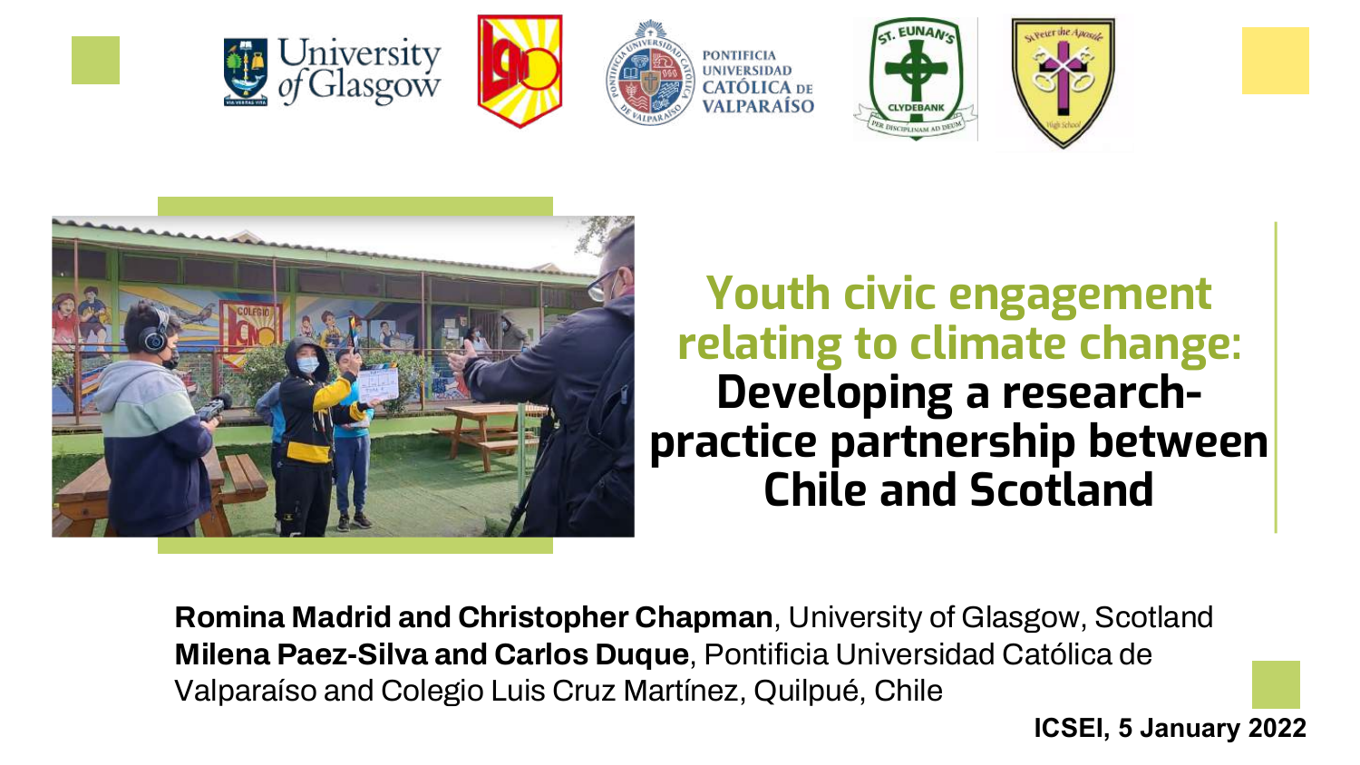# Youth civic engagement relating to climate change: Developing a research-practice partnership between Chile and Scotland

**Romina Madrid and Christopher Chapman**, University of Glasgow, Scotland
**Milena Paez-Silva and Carlos Duque**, Pontificia Universidad Católica de Valparaíso and Colegio Luis Cruz Martínez, Quilpué, Chile

**ICSEI, 5 January 2022**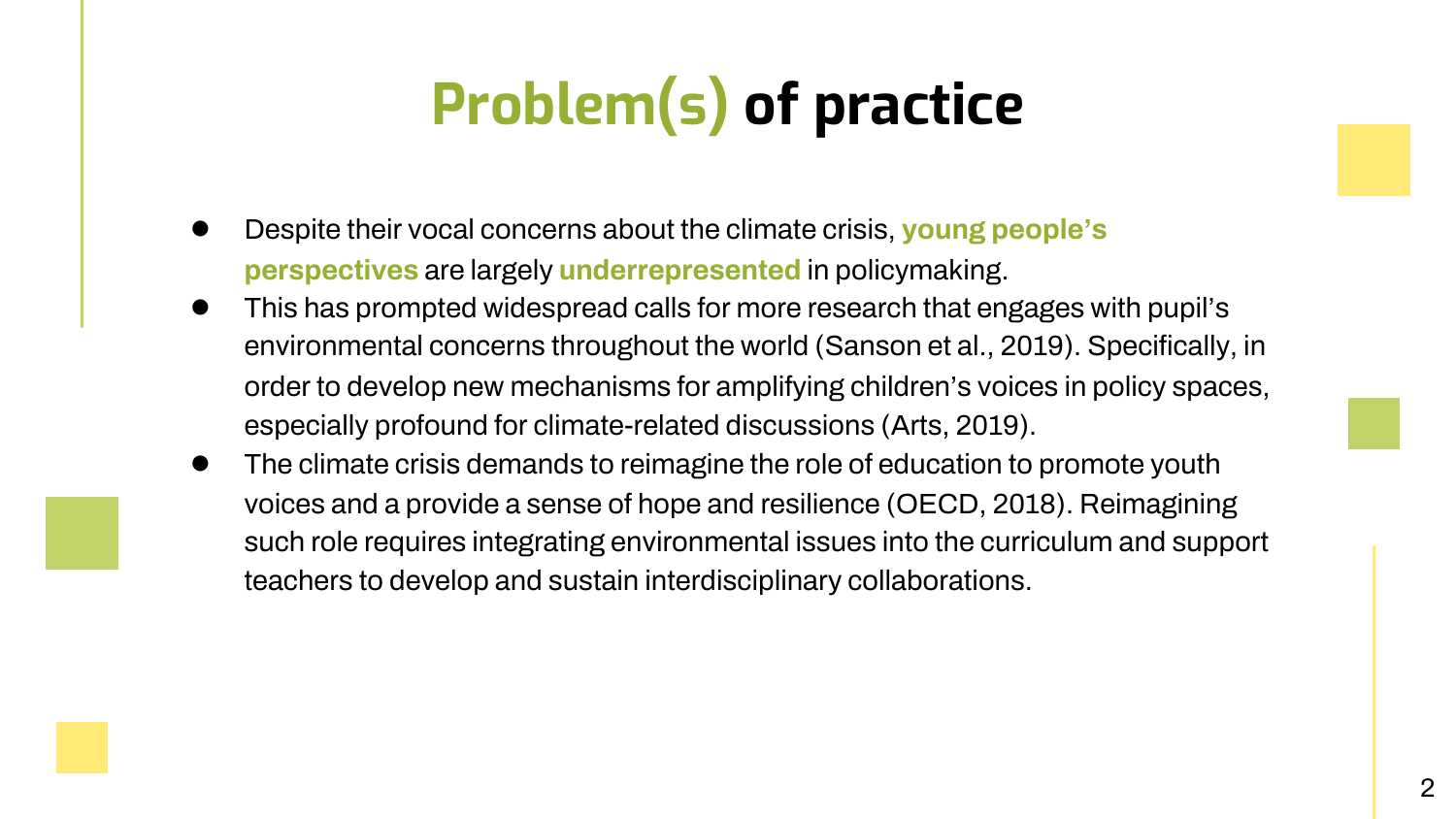# Problem(s) of practice

- Despite their vocal concerns about the climate crisis, **young people's perspectives** are largely **underrepresented** in policymaking.
- This has prompted widespread calls for more research that engages with pupil's environmental concerns throughout the world (Sanson et al., 2019). Specifically, in order to develop new mechanisms for amplifying children's voices in policy spaces, especially profound for climate-related discussions (Arts, 2019).
- The climate crisis demands to reimagine the role of education to promote youth voices and a provide a sense of hope and resilience (OECD, 2018). Reimagining such role requires integrating environmental issues into the curriculum and support teachers to develop and sustain interdisciplinary collaborations.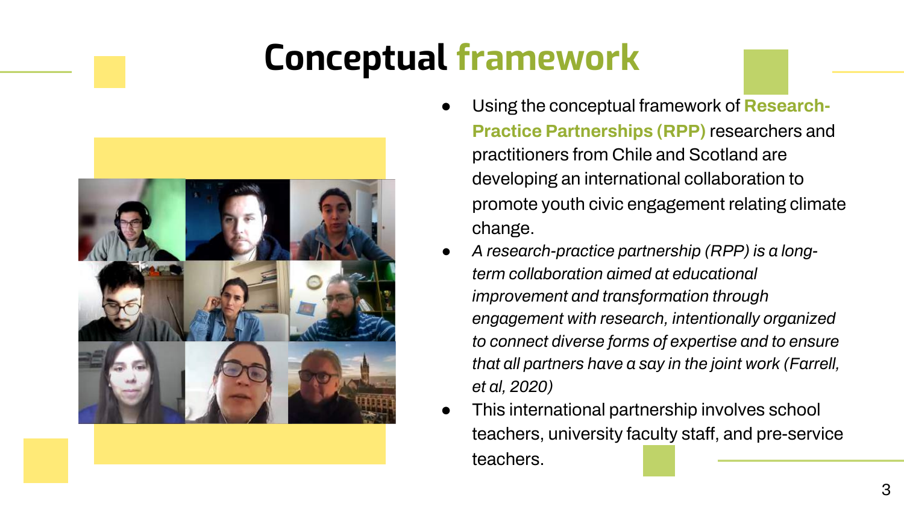# Conceptual **framework**

- Using the conceptual framework of **Research-Practice Partnerships (RPP)** researchers and practitioners from Chile and Scotland are developing an international collaboration to promote youth civic engagement relating climate change.
- *A research-practice partnership (RPP) is a long-term collaboration aimed at educational improvement and transformation through engagement with research, intentionally organized to connect diverse forms of expertise and to ensure that all partners have a say in the joint work (Farrell, et al, 2020)*
- This international partnership involves school teachers, university faculty staff, and pre-service teachers.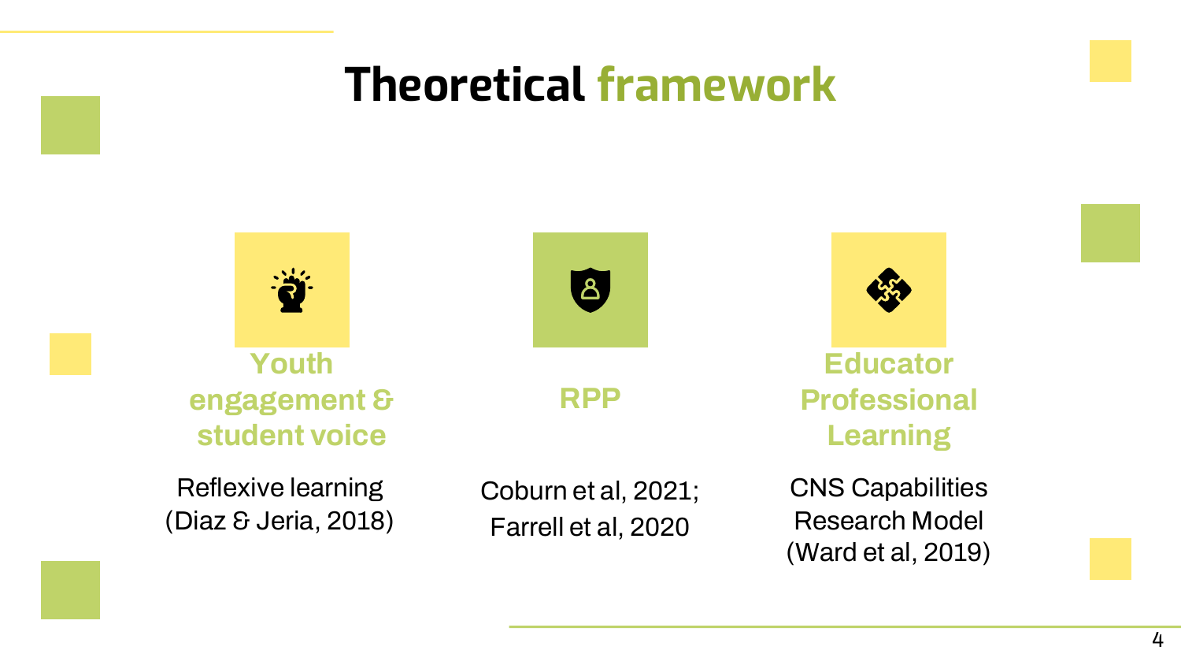# Theoretical framework

### Youth engagement & student voice

Reflexive learning (Diaz & Jeria, 2018)

### RPP

Coburn et al, 2021; Farrell et al, 2020

### Educator Professional Learning

CNS Capabilities Research Model (Ward et al, 2019)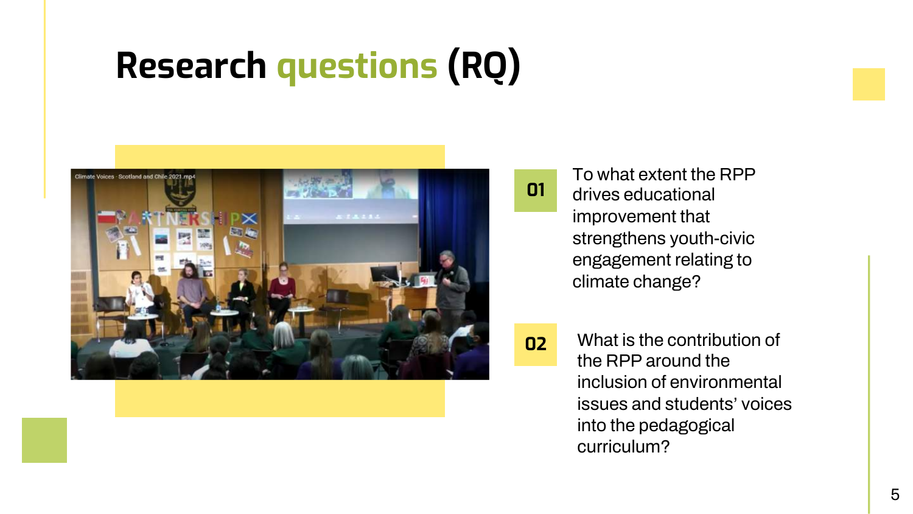# Research questions (RQ)

**01** To what extent the RPP drives educational improvement that strengthens youth-civic engagement relating to climate change?

**02** What is the contribution of the RPP around the inclusion of environmental issues and students' voices into the pedagogical curriculum?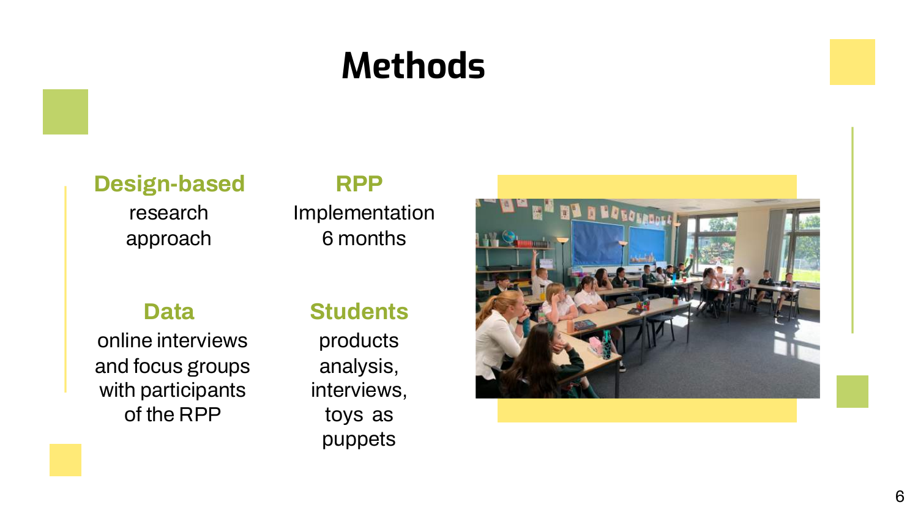# Methods

**Design-based**
research approach

**RPP**
Implementation 6 months

**Data**
online interviews and focus groups with participants of the RPP

**Students**
products analysis, interviews, toys as puppets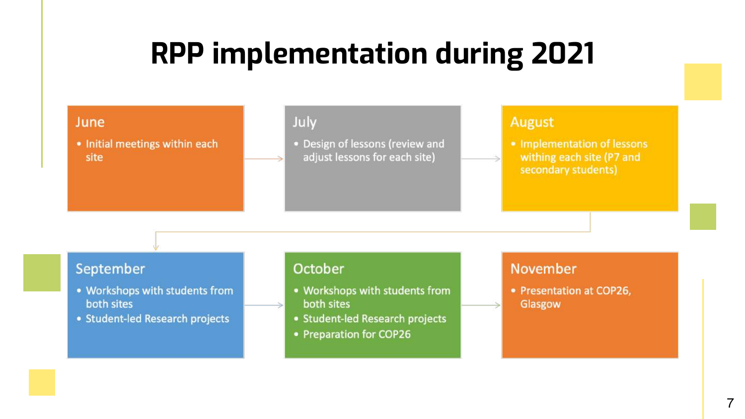# RPP implementation during 2021

**June**
- Initial meetings within each site

**July**
- Design of lessons (review and adjust lessons for each site)

**August**
- Implementation of lessons withing each site (P7 and secondary students)

**September**
- Workshops with students from both sites
- Student-led Research projects

**October**
- Workshops with students from both sites
- Student-led Research projects
- Preparation for COP26

**November**
- Presentation at COP26, Glasgow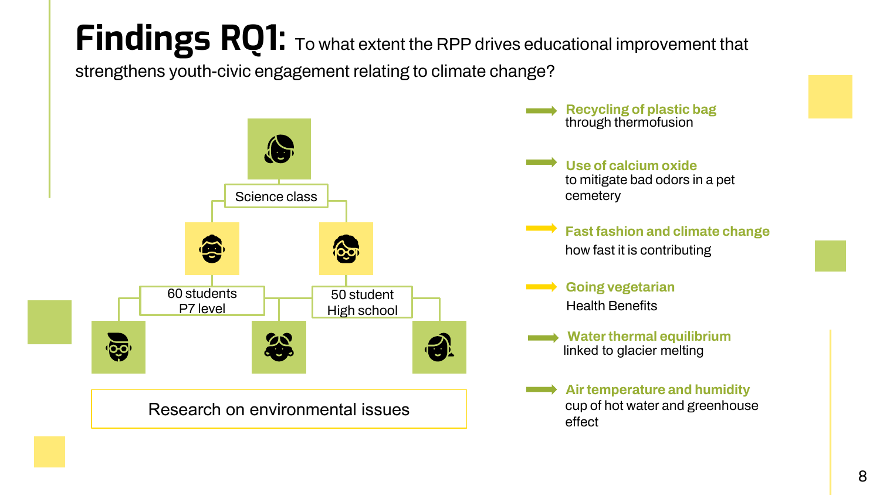# Findings RQ1: To what extent the RPP drives educational improvement that strengthens youth-civic engagement relating to climate change?

Science class

60 students
P7 level

50 student
High school

Research on environmental issues

- **Recycling of plastic bag** through thermofusion
- **Use of calcium oxide** to mitigate bad odors in a pet cemetery
- **Fast fashion and climate change** how fast it is contributing
- **Going vegetarian** Health Benefits
- **Water thermal equilibrium** linked to glacier melting
- **Air temperature and humidity** cup of hot water and greenhouse effect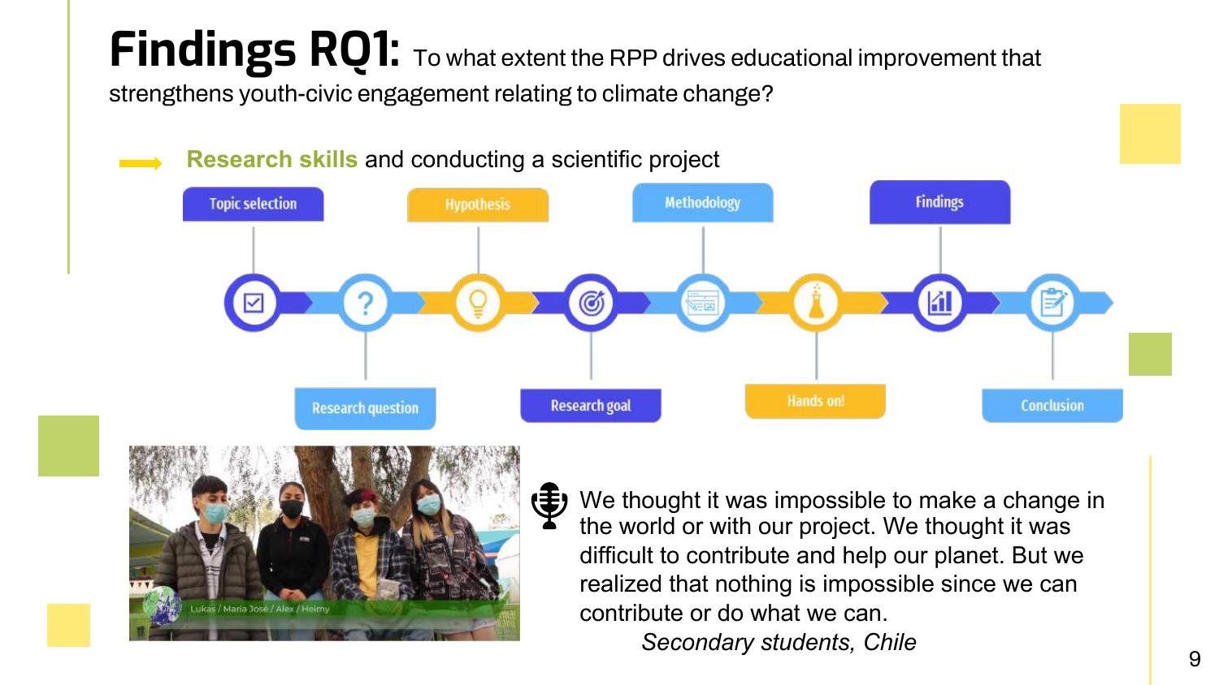# Findings RQ1: To what extent the RPP drives educational improvement that strengthens youth-civic engagement relating to climate change?

**Research skills** and conducting a scientific project

Topic selection

Research question

Hypothesis

Research goal

Methodology

Hands on!

Findings

Conclusion

Lukas / María José / Alex / Heimy

We thought it was impossible to make a change in the world or with our project. We thought it was difficult to contribute and help our planet. But we realized that nothing is impossible since we can contribute or do what we can.

*Secondary students, Chile*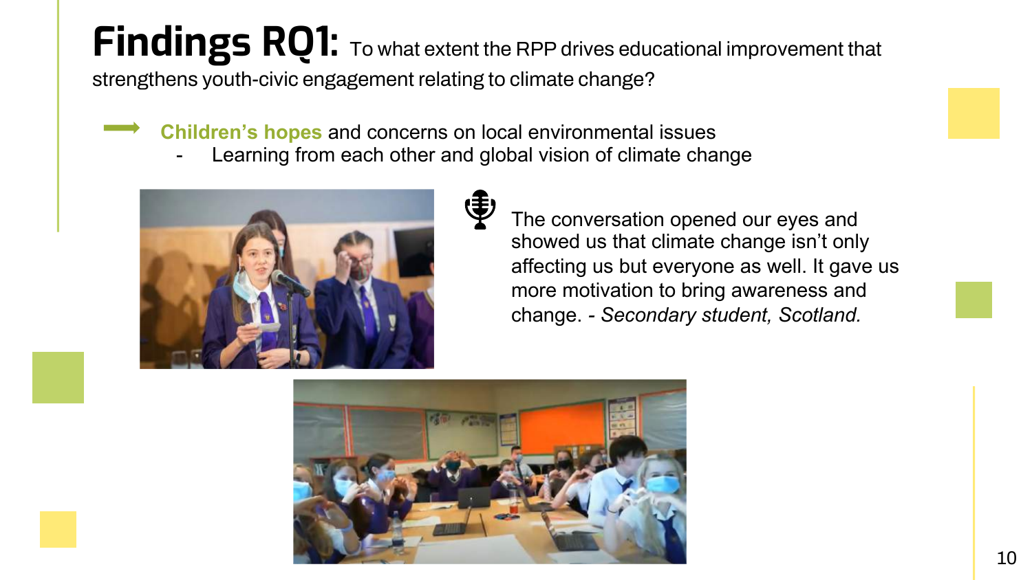# Findings RQ1: To what extent the RPP drives educational improvement that strengthens youth-civic engagement relating to climate change?

- **Children's hopes** and concerns on local environmental issues
  - Learning from each other and global vision of climate change

The conversation opened our eyes and showed us that climate change isn't only affecting us but everyone as well. It gave us more motivation to bring awareness and change. - *Secondary student, Scotland.*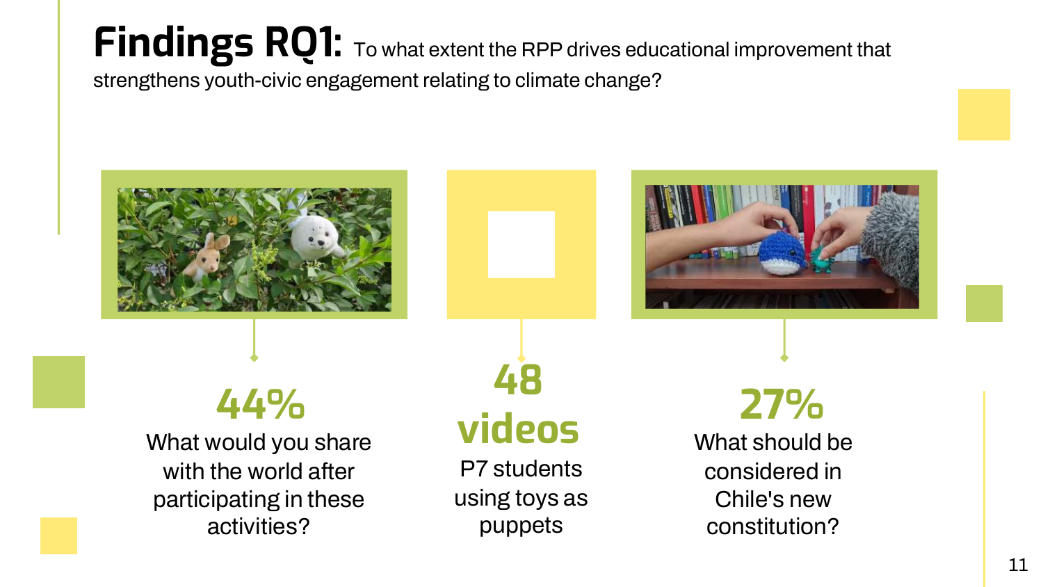# Findings RQ1: To what extent the RPP drives educational improvement that strengthens youth-civic engagement relating to climate change?

**44%**

What would you share with the world after participating in these activities?

**48 videos**

P7 students using toys as puppets

**27%**

What should be considered in Chile's new constitution?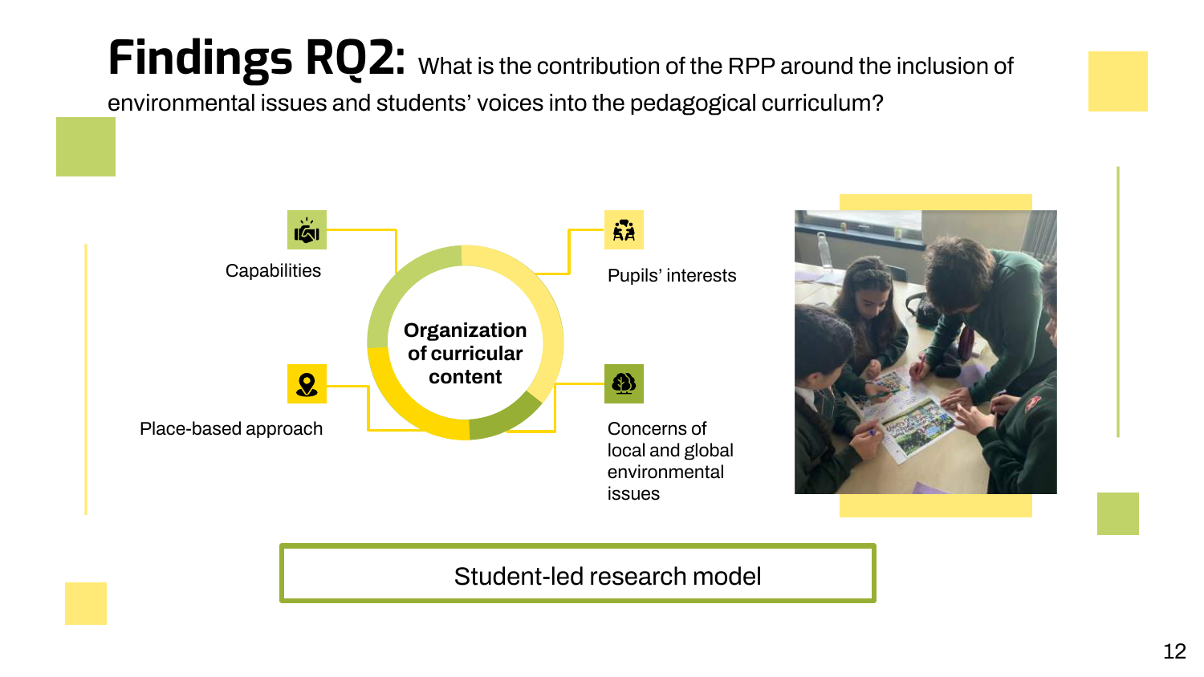# Findings RQ2: What is the contribution of the RPP around the inclusion of environmental issues and students' voices into the pedagogical curriculum?

Capabilities

Pupils' interests

Organization of curricular content

Place-based approach

Concerns of local and global environmental issues

Student-led research model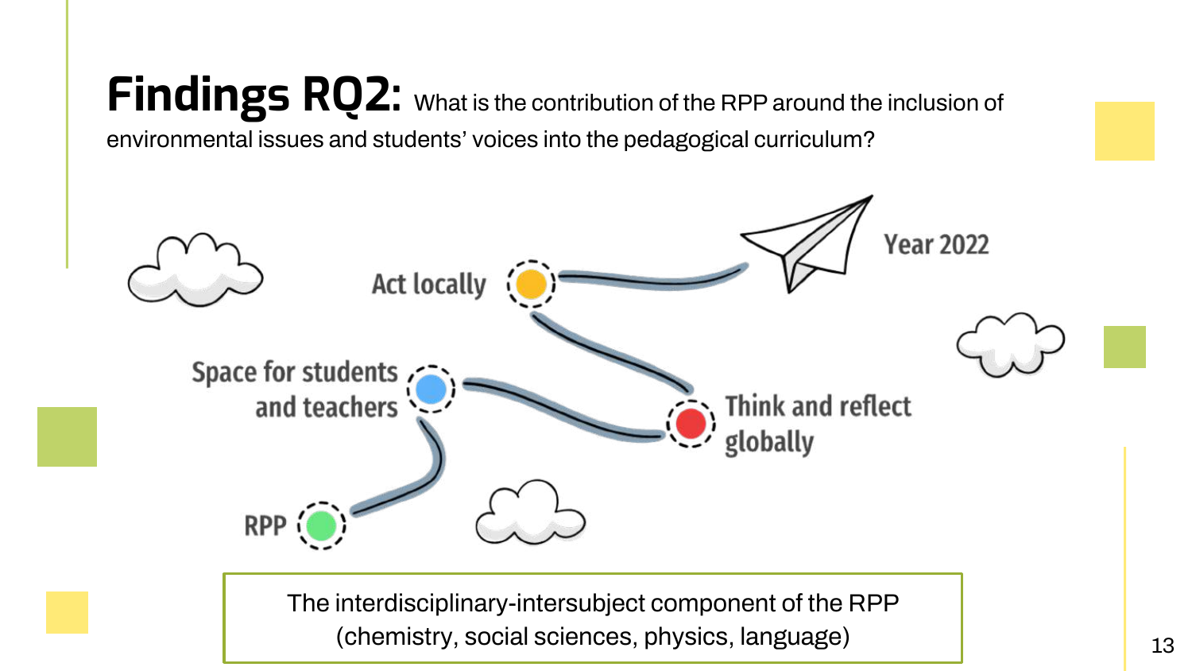# Findings RQ2: What is the contribution of the RPP around the inclusion of environmental issues and students' voices into the pedagogical curriculum?

RPP

Space for students and teachers

Think and reflect globally

Act locally

Year 2022

The interdisciplinary-intersubject component of the RPP (chemistry, social sciences, physics, language)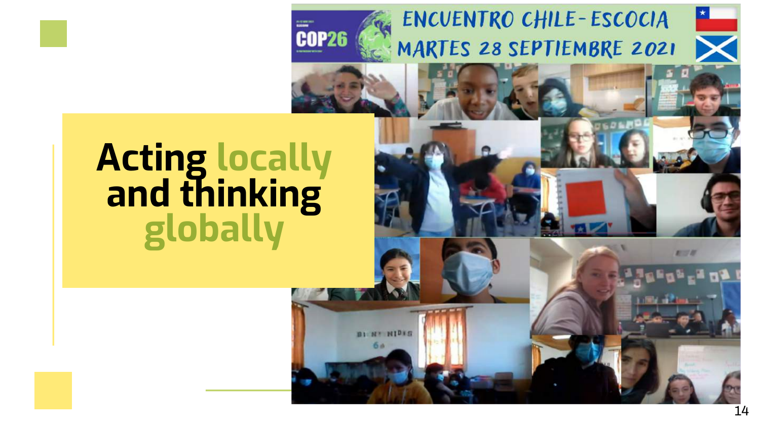# Acting locally and thinking globally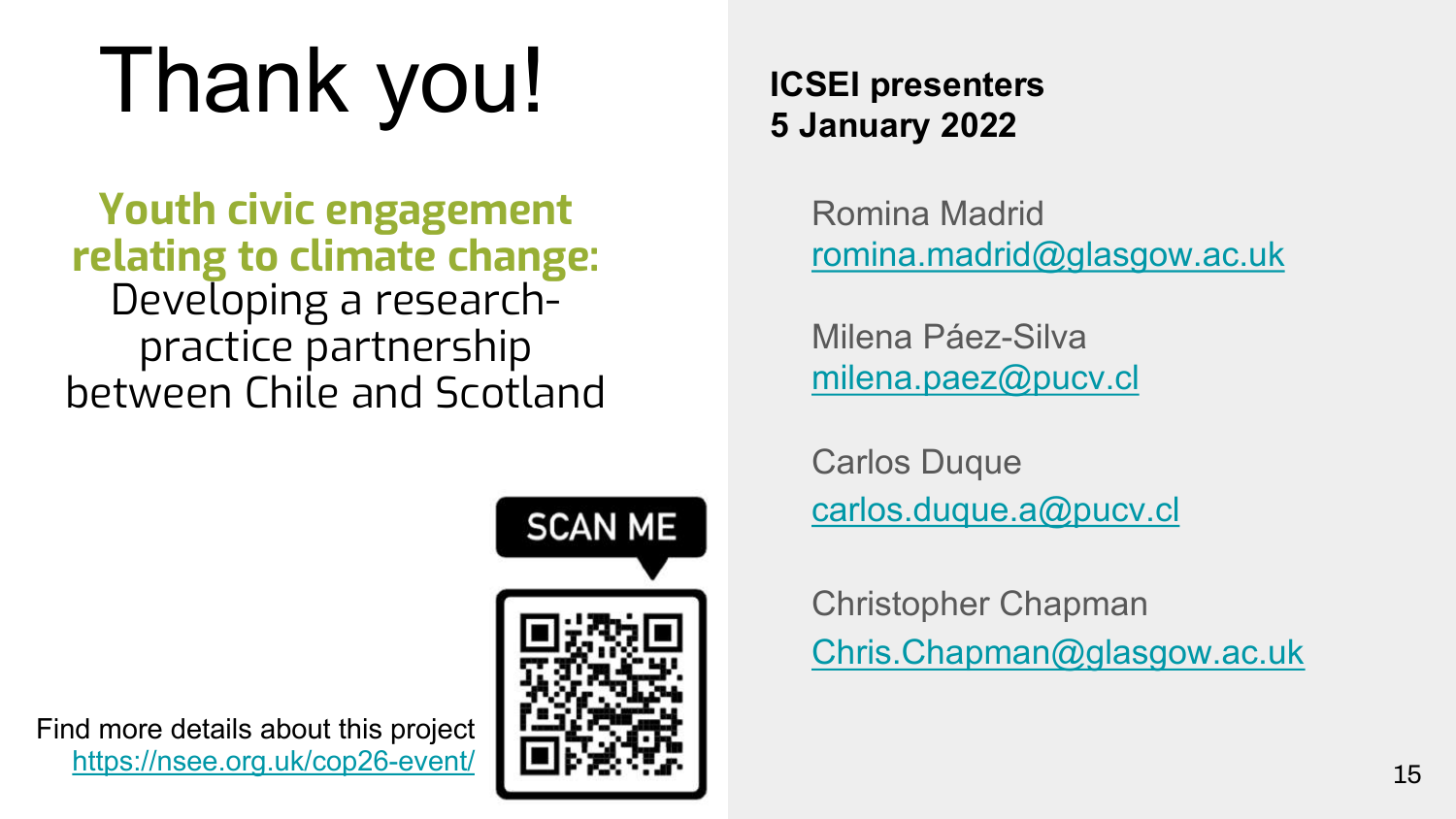# Thank you!

**Youth civic engagement relating to climate change:** Developing a research-practice partnership between Chile and Scotland

SCAN ME

Find more details about this project
https://nsee.org.uk/cop26-event/

**ICSEI presenters**
**5 January 2022**

Romina Madrid
romina.madrid@glasgow.ac.uk

Milena Páez-Silva
milena.paez@pucv.cl

Carlos Duque
carlos.duque.a@pucv.cl

Christopher Chapman
Chris.Chapman@glasgow.ac.uk